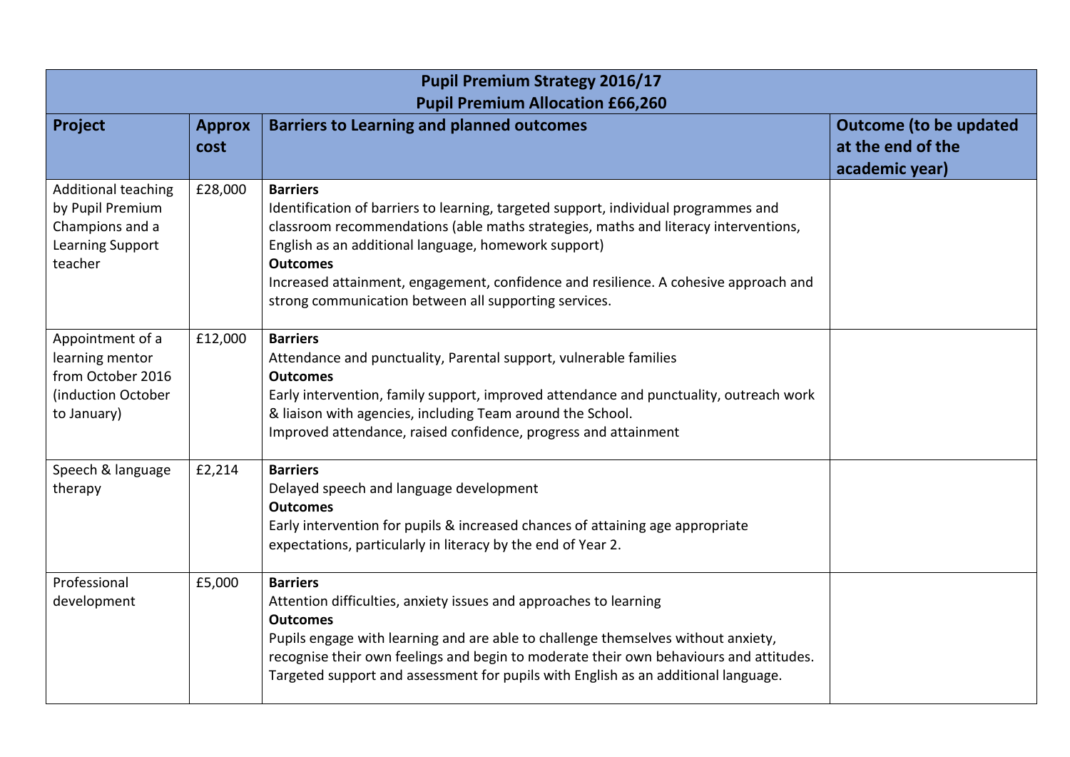| **Pupil Premium Strategy 2016/17<br>Pupil Premium Allocation £66,260** | | | |
|---|---|---|---|
| **Project** | **Approx cost** | **Barriers to Learning and planned outcomes** | **Outcome (to be updated at the end of the academic year)** |
| Additional teaching by Pupil Premium Champions and a Learning Support teacher | £28,000 | **Barriers**<br>Identification of barriers to learning, targeted support, individual programmes and classroom recommendations (able maths strategies, maths and literacy interventions, English as an additional language, homework support)<br>**Outcomes**<br>Increased attainment, engagement, confidence and resilience. A cohesive approach and strong communication between all supporting services. | |
| Appointment of a learning mentor from October 2016 (induction October to January) | £12,000 | **Barriers**<br>Attendance and punctuality, Parental support, vulnerable families<br>**Outcomes**<br>Early intervention, family support, improved attendance and punctuality, outreach work & liaison with agencies, including Team around the School.<br>Improved attendance, raised confidence, progress and attainment | |
| Speech & language therapy | £2,214 | **Barriers**<br>Delayed speech and language development<br>**Outcomes**<br>Early intervention for pupils & increased chances of attaining age appropriate expectations, particularly in literacy by the end of Year 2. | |
| Professional development | £5,000 | **Barriers**<br>Attention difficulties, anxiety issues and approaches to learning<br>**Outcomes**<br>Pupils engage with learning and are able to challenge themselves without anxiety, recognise their own feelings and begin to moderate their own behaviours and attitudes. Targeted support and assessment for pupils with English as an additional language. | |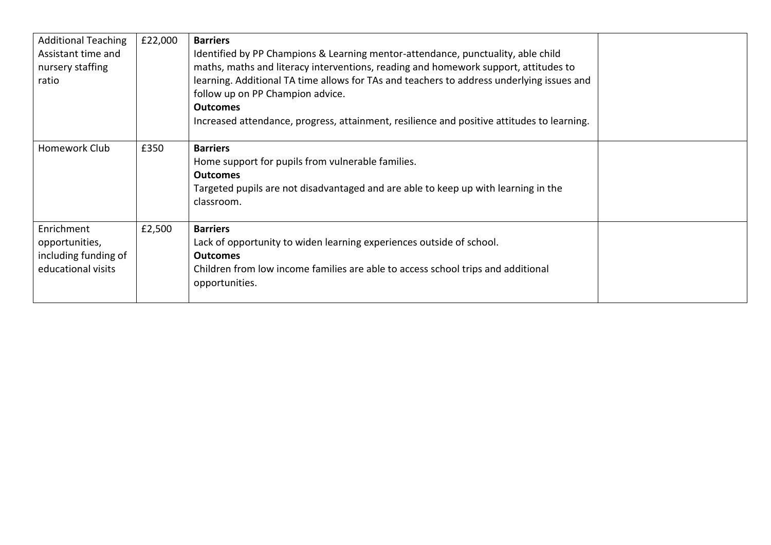| | | | |
|---|---|---|---|
| Additional Teaching Assistant time and nursery staffing ratio | £22,000 | **Barriers**<br>Identified by PP Champions & Learning mentor-attendance, punctuality, able child maths, maths and literacy interventions, reading and homework support, attitudes to learning. Additional TA time allows for TAs and teachers to address underlying issues and follow up on PP Champion advice.<br>**Outcomes**<br>Increased attendance, progress, attainment, resilience and positive attitudes to learning. | |
| Homework Club | £350 | **Barriers**<br>Home support for pupils from vulnerable families.<br>**Outcomes**<br>Targeted pupils are not disadvantaged and are able to keep up with learning in the classroom. | |
| Enrichment opportunities, including funding of educational visits | £2,500 | **Barriers**<br>Lack of opportunity to widen learning experiences outside of school.<br>**Outcomes**<br>Children from low income families are able to access school trips and additional opportunities. | |